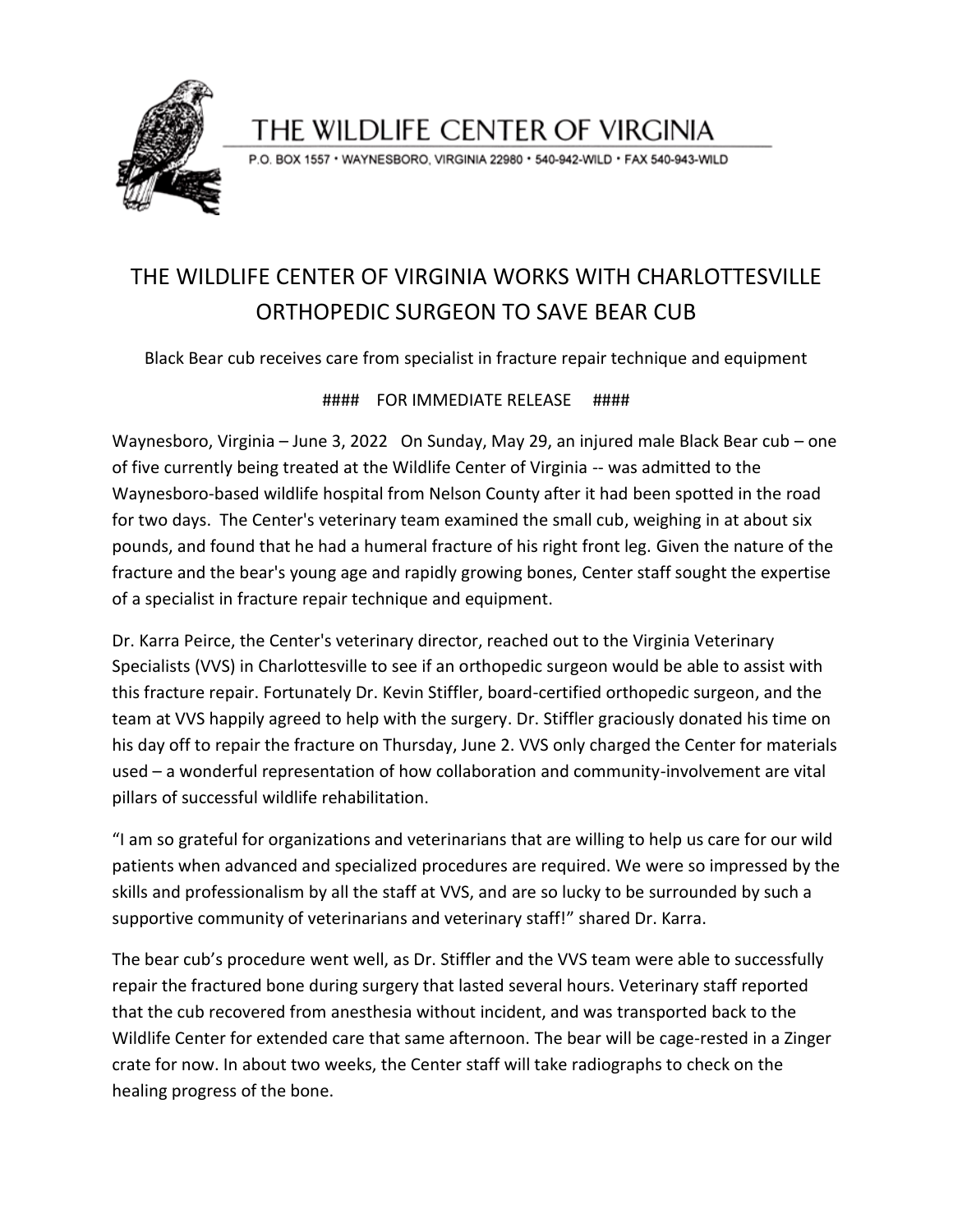THE WILDLIFE CENTER OF VIRGINIA

P.O. BOX 1557 • WAYNESBORO, VIRGINIA 22980 • 540-942-WILD • FAX 540-943-WILD

# THE WILDLIFE CENTER OF VIRGINIA WORKS WITH CHARLOTTESVILLE ORTHOPEDIC SURGEON TO SAVE BEAR CUB

Black Bear cub receives care from specialist in fracture repair technique and equipment

#### FOR IMMEDIATE RELEASE ####

Waynesboro, Virginia – June 3, 2022   On Sunday, May 29, an injured male Black Bear cub – one of five currently being treated at the Wildlife Center of Virginia -- was admitted to the Waynesboro-based wildlife hospital from Nelson County after it had been spotted in the road for two days. The Center's veterinary team examined the small cub, weighing in at about six pounds, and found that he had a humeral fracture of his right front leg. Given the nature of the fracture and the bear's young age and rapidly growing bones, Center staff sought the expertise of a specialist in fracture repair technique and equipment.

Dr. Karra Peirce, the Center's veterinary director, reached out to the Virginia Veterinary Specialists (VVS) in Charlottesville to see if an orthopedic surgeon would be able to assist with this fracture repair. Fortunately Dr. Kevin Stiffler, board-certified orthopedic surgeon, and the team at VVS happily agreed to help with the surgery. Dr. Stiffler graciously donated his time on his day off to repair the fracture on Thursday, June 2. VVS only charged the Center for materials used – a wonderful representation of how collaboration and community-involvement are vital pillars of successful wildlife rehabilitation.

"I am so grateful for organizations and veterinarians that are willing to help us care for our wild patients when advanced and specialized procedures are required. We were so impressed by the skills and professionalism by all the staff at VVS, and are so lucky to be surrounded by such a supportive community of veterinarians and veterinary staff!" shared Dr. Karra.

The bear cub's procedure went well, as Dr. Stiffler and the VVS team were able to successfully repair the fractured bone during surgery that lasted several hours. Veterinary staff reported that the cub recovered from anesthesia without incident, and was transported back to the Wildlife Center for extended care that same afternoon. The bear will be cage-rested in a Zinger crate for now. In about two weeks, the Center staff will take radiographs to check on the healing progress of the bone.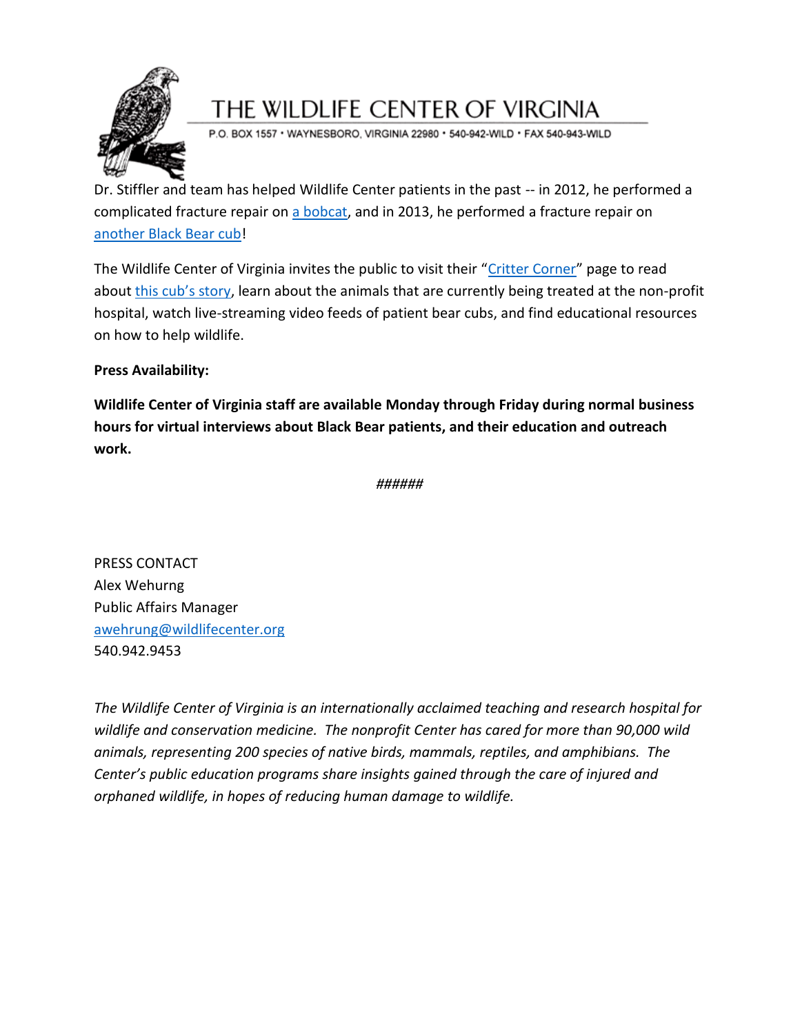# THE WILDLIFE CENTER OF VIRGINIA

P.O. BOX 1557 • WAYNESBORO, VIRGINIA 22980 • 540-942-WILD • FAX 540-943-WILD

Dr. Stiffler and team has helped Wildlife Center patients in the past -- in 2012, he performed a complicated fracture repair on a bobcat, and in 2013, he performed a fracture repair on another Black Bear cub!

The Wildlife Center of Virginia invites the public to visit their "Critter Corner" page to read about this cub's story, learn about the animals that are currently being treated at the non-profit hospital, watch live-streaming video feeds of patient bear cubs, and find educational resources on how to help wildlife.

**Press Availability:**

**Wildlife Center of Virginia staff are available Monday through Friday during normal business hours for virtual interviews about Black Bear patients, and their education and outreach work.**

*######*

PRESS CONTACT
Alex Wehurng
Public Affairs Manager
awehrung@wildlifecenter.org
540.942.9453

*The Wildlife Center of Virginia is an internationally acclaimed teaching and research hospital for wildlife and conservation medicine. The nonprofit Center has cared for more than 90,000 wild animals, representing 200 species of native birds, mammals, reptiles, and amphibians. The Center's public education programs share insights gained through the care of injured and orphaned wildlife, in hopes of reducing human damage to wildlife.*